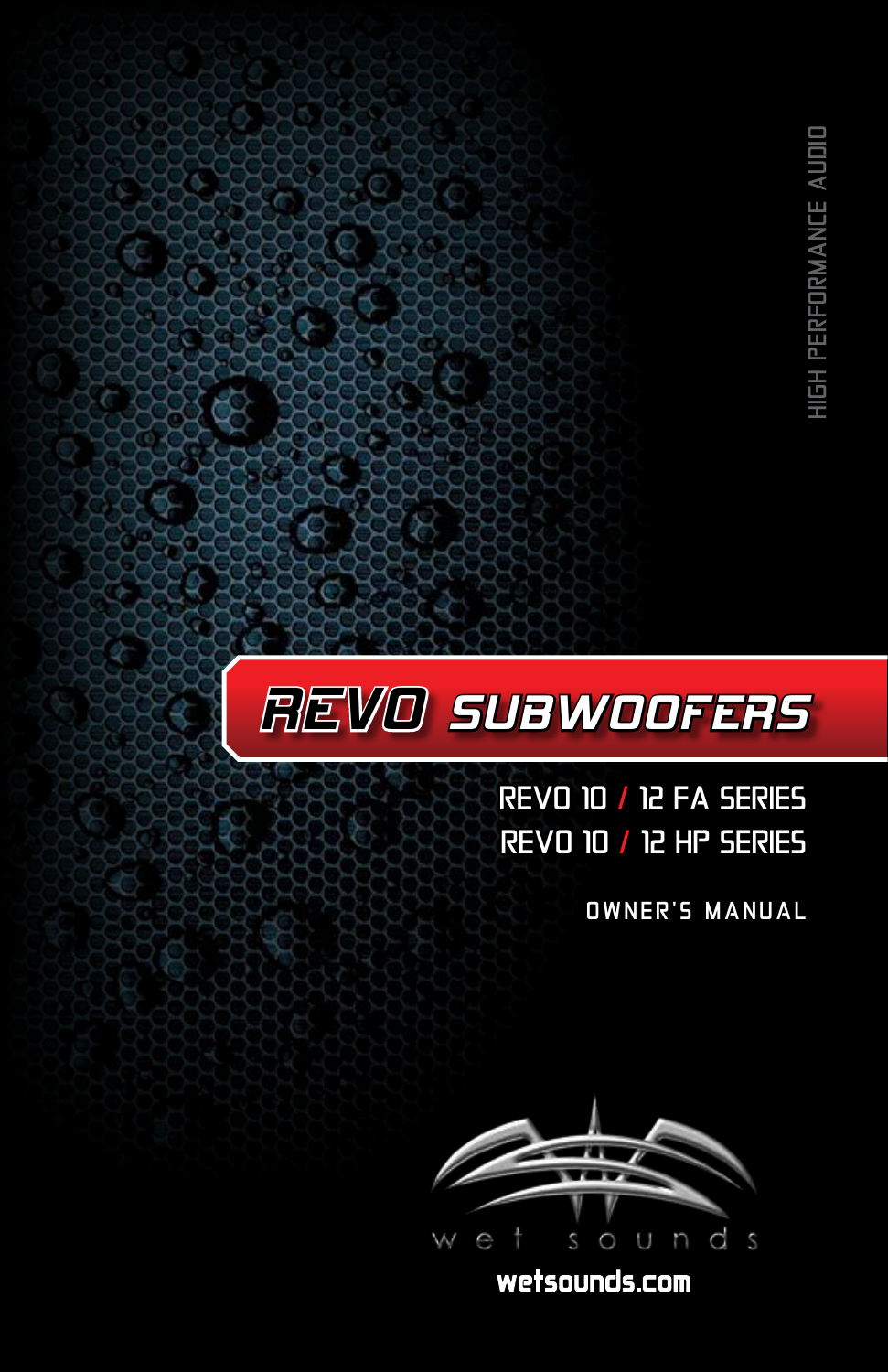HIGH PERFORMANCE AUDIO

# REVO SUBWOOFERS

REVO 10 / 12 FA SERIES

REVO 10 / 12 HP SERIES

OWNER'S MANUAL

wet sounds

wetsounds.com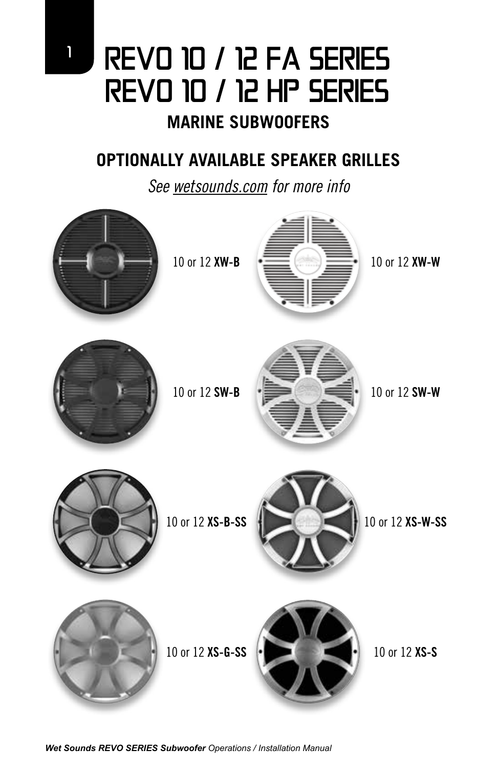# REVO 10 / 12 FA SERIES
# REVO 10 / 12 HP SERIES

## MARINE SUBWOOFERS

### OPTIONALLY AVAILABLE SPEAKER GRILLES

*See wetsounds.com for more info*

10 or 12 **XW-B**

10 or 12 **XW-W**

10 or 12 **SW-B**

10 or 12 **SW-W**

10 or 12 **XS-B-SS**

10 or 12 **XS-W-SS**

10 or 12 **XS-G-SS**

10 or 12 **XS-S**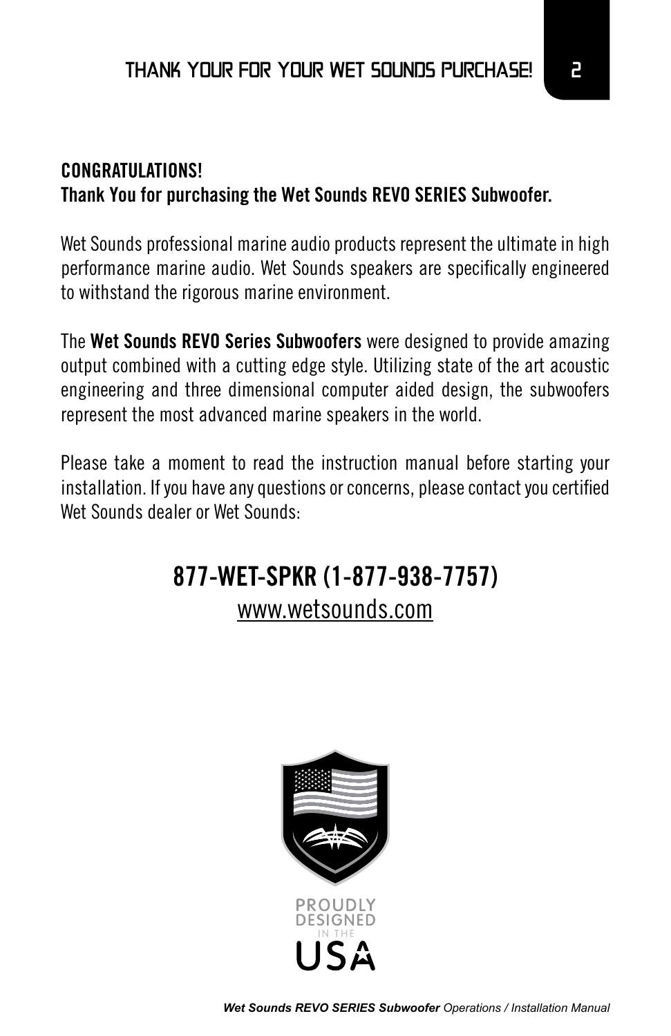# THANK YOUR FOR YOUR WET SOUNDS PURCHASE!

**CONGRATULATIONS!**
**Thank You for purchasing the Wet Sounds REVO SERIES Subwoofer.**

Wet Sounds professional marine audio products represent the ultimate in high performance marine audio. Wet Sounds speakers are specifically engineered to withstand the rigorous marine environment.

The **Wet Sounds REVO Series Subwoofers** were designed to provide amazing output combined with a cutting edge style. Utilizing state of the art acoustic engineering and three dimensional computer aided design, the subwoofers represent the most advanced marine speakers in the world.

Please take a moment to read the instruction manual before starting your installation. If you have any questions or concerns, please contact you certified Wet Sounds dealer or Wet Sounds:

**877-WET-SPKR (1-877-938-7757)**
www.wetsounds.com

PROUDLY DESIGNED IN THE USA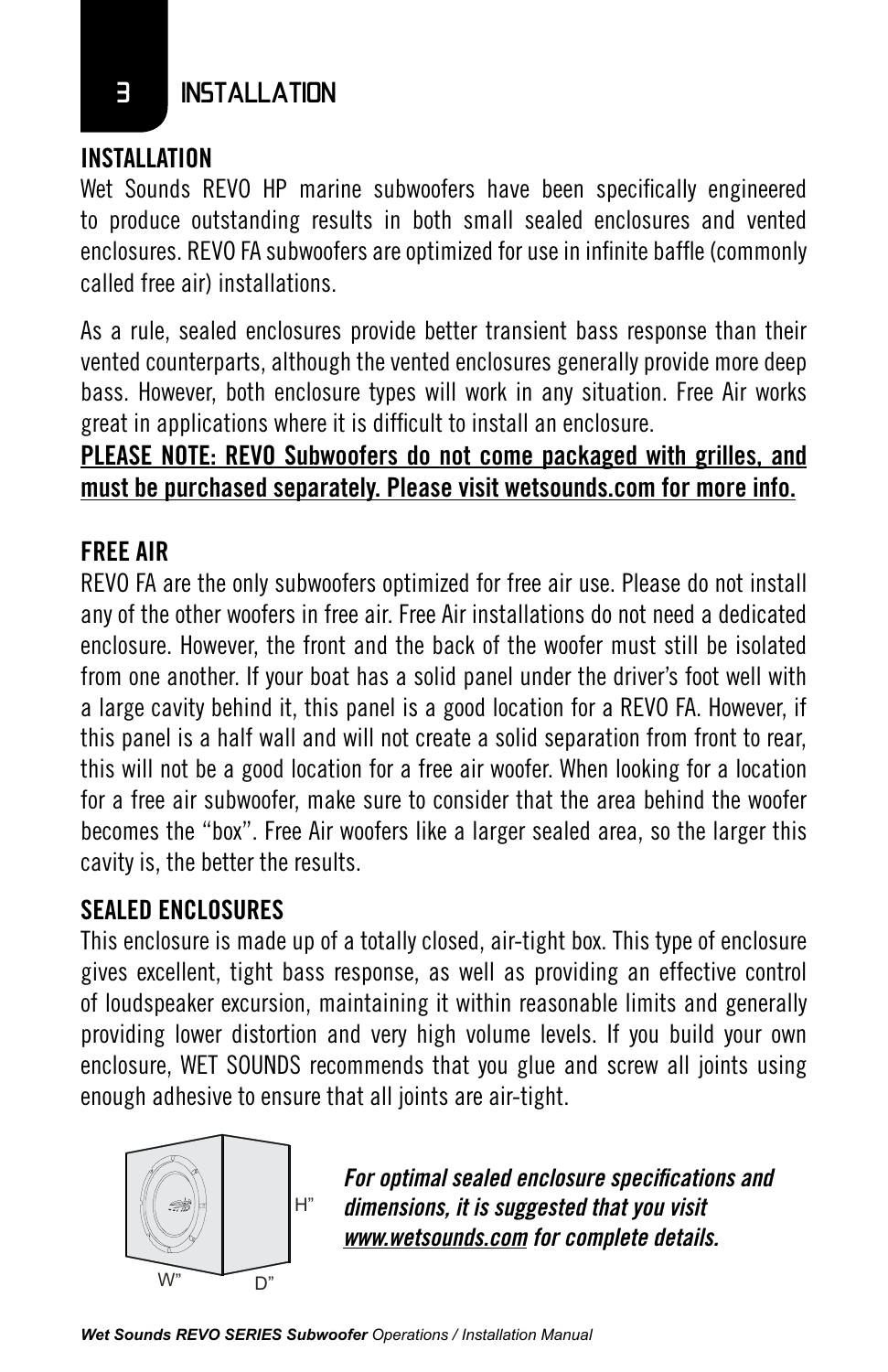# INSTALLATION

## INSTALLATION

Wet Sounds REVO HP marine subwoofers have been specifically engineered to produce outstanding results in both small sealed enclosures and vented enclosures. REVO FA subwoofers are optimized for use in infinite baffle (commonly called free air) installations.

As a rule, sealed enclosures provide better transient bass response than their vented counterparts, although the vented enclosures generally provide more deep bass. However, both enclosure types will work in any situation. Free Air works great in applications where it is difficult to install an enclosure.

**PLEASE NOTE: REVO Subwoofers do not come packaged with grilles, and must be purchased separately. Please visit wetsounds.com for more info.**

## FREE AIR

REVO FA are the only subwoofers optimized for free air use. Please do not install any of the other woofers in free air. Free Air installations do not need a dedicated enclosure. However, the front and the back of the woofer must still be isolated from one another. If your boat has a solid panel under the driver's foot well with a large cavity behind it, this panel is a good location for a REVO FA. However, if this panel is a half wall and will not create a solid separation from front to rear, this will not be a good location for a free air woofer. When looking for a location for a free air subwoofer, make sure to consider that the area behind the woofer becomes the "box". Free Air woofers like a larger sealed area, so the larger this cavity is, the better the results.

## SEALED ENCLOSURES

This enclosure is made up of a totally closed, air-tight box. This type of enclosure gives excellent, tight bass response, as well as providing an effective control of loudspeaker excursion, maintaining it within reasonable limits and generally providing lower distortion and very high volume levels. If you build your own enclosure, WET SOUNDS recommends that you glue and screw all joints using enough adhesive to ensure that all joints are air-tight.

H"

W" D"

***For optimal sealed enclosure specifications and dimensions, it is suggested that you visit www.wetsounds.com for complete details.***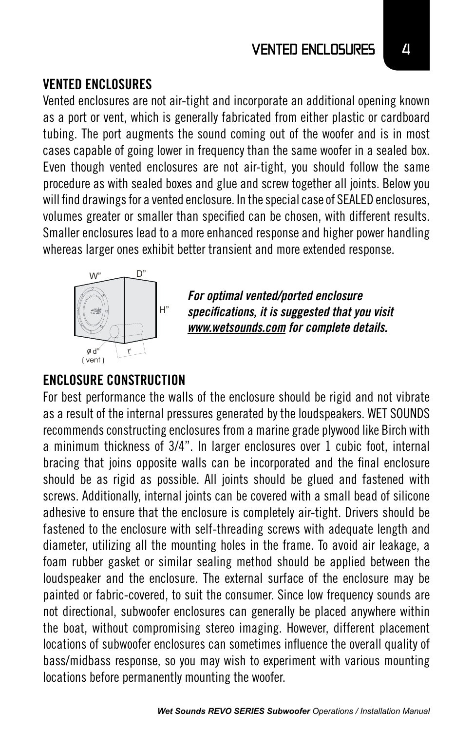## VENTED ENCLOSURES

Vented enclosures are not air-tight and incorporate an additional opening known as a port or vent, which is generally fabricated from either plastic or cardboard tubing. The port augments the sound coming out of the woofer and is in most cases capable of going lower in frequency than the same woofer in a sealed box. Even though vented enclosures are not air-tight, you should follow the same procedure as with sealed boxes and glue and screw together all joints. Below you will find drawings for a vented enclosure. In the special case of SEALED enclosures, volumes greater or smaller than specified can be chosen, with different results. Smaller enclosures lead to a more enhanced response and higher power handling whereas larger ones exhibit better transient and more extended response.

W" D" H" ø d" ( vent ) l"

***For optimal vented/ported enclosure specifications, it is suggested that you visit <u>www.wetsounds.com</u> for complete details.***

## ENCLOSURE CONSTRUCTION

For best performance the walls of the enclosure should be rigid and not vibrate as a result of the internal pressures generated by the loudspeakers. WET SOUNDS recommends constructing enclosures from a marine grade plywood like Birch with a minimum thickness of 3/4". In larger enclosures over 1 cubic foot, internal bracing that joins opposite walls can be incorporated and the final enclosure should be as rigid as possible. All joints should be glued and fastened with screws. Additionally, internal joints can be covered with a small bead of silicone adhesive to ensure that the enclosure is completely air-tight. Drivers should be fastened to the enclosure with self-threading screws with adequate length and diameter, utilizing all the mounting holes in the frame. To avoid air leakage, a foam rubber gasket or similar sealing method should be applied between the loudspeaker and the enclosure. The external surface of the enclosure may be painted or fabric-covered, to suit the consumer. Since low frequency sounds are not directional, subwoofer enclosures can generally be placed anywhere within the boat, without compromising stereo imaging. However, different placement locations of subwoofer enclosures can sometimes influence the overall quality of bass/midbass response, so you may wish to experiment with various mounting locations before permanently mounting the woofer.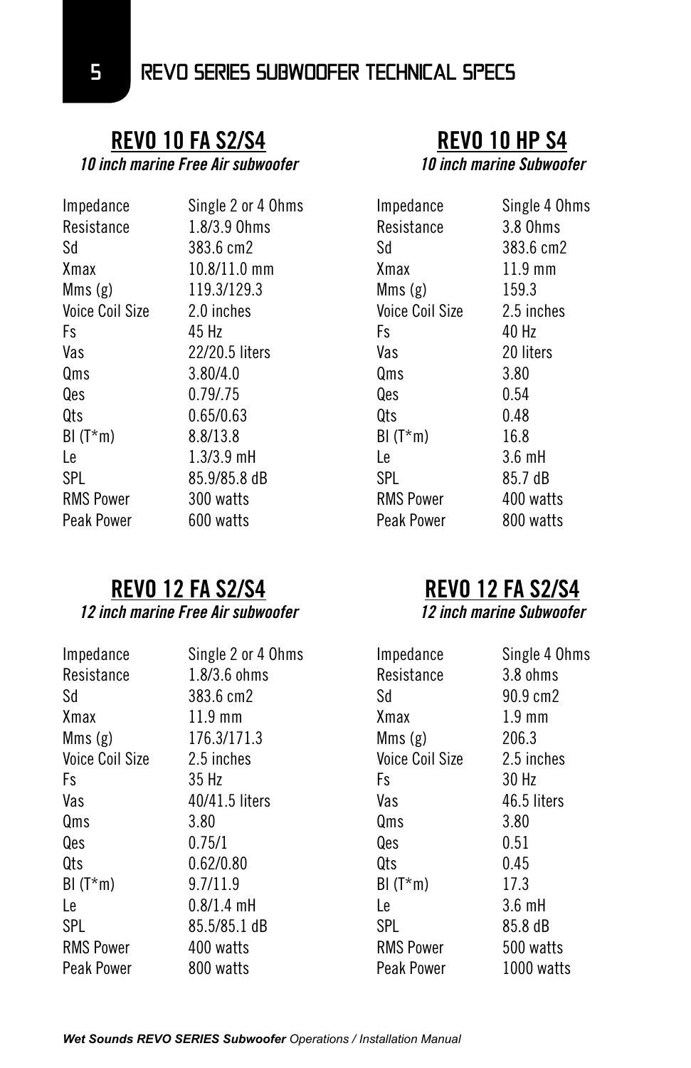## REVO SERIES SUBWOOFER TECHNICAL SPECS

### REVO 10 FA S2/S4

*10 inch marine Free Air subwoofer*

| | |
|---|---|
| Impedance | Single 2 or 4 Ohms |
| Resistance | 1.8/3.9 Ohms |
| Sd | 383.6 cm2 |
| Xmax | 10.8/11.0 mm |
| Mms (g) | 119.3/129.3 |
| Voice Coil Size | 2.0 inches |
| Fs | 45 Hz |
| Vas | 22/20.5 liters |
| Qms | 3.80/4.0 |
| Qes | 0.79/.75 |
| Qts | 0.65/0.63 |
| Bl (T*m) | 8.8/13.8 |
| Le | 1.3/3.9 mH |
| SPL | 85.9/85.8 dB |
| RMS Power | 300 watts |
| Peak Power | 600 watts |

### REVO 10 HP S4

*10 inch marine Subwoofer*

| | |
|---|---|
| Impedance | Single 4 Ohms |
| Resistance | 3.8 Ohms |
| Sd | 383.6 cm2 |
| Xmax | 11.9 mm |
| Mms (g) | 159.3 |
| Voice Coil Size | 2.5 inches |
| Fs | 40 Hz |
| Vas | 20 liters |
| Qms | 3.80 |
| Qes | 0.54 |
| Qts | 0.48 |
| Bl (T*m) | 16.8 |
| Le | 3.6 mH |
| SPL | 85.7 dB |
| RMS Power | 400 watts |
| Peak Power | 800 watts |

### REVO 12 FA S2/S4

*12 inch marine Free Air subwoofer*

| | |
|---|---|
| Impedance | Single 2 or 4 Ohms |
| Resistance | 1.8/3.6 ohms |
| Sd | 383.6 cm2 |
| Xmax | 11.9 mm |
| Mms (g) | 176.3/171.3 |
| Voice Coil Size | 2.5 inches |
| Fs | 35 Hz |
| Vas | 40/41.5 liters |
| Qms | 3.80 |
| Qes | 0.75/1 |
| Qts | 0.62/0.80 |
| Bl (T*m) | 9.7/11.9 |
| Le | 0.8/1.4 mH |
| SPL | 85.5/85.1 dB |
| RMS Power | 400 watts |
| Peak Power | 800 watts |

### REVO 12 FA S2/S4

*12 inch marine Subwoofer*

| | |
|---|---|
| Impedance | Single 4 Ohms |
| Resistance | 3.8 ohms |
| Sd | 90.9 cm2 |
| Xmax | 1.9 mm |
| Mms (g) | 206.3 |
| Voice Coil Size | 2.5 inches |
| Fs | 30 Hz |
| Vas | 46.5 liters |
| Qms | 3.80 |
| Qes | 0.51 |
| Qts | 0.45 |
| Bl (T*m) | 17.3 |
| Le | 3.6 mH |
| SPL | 85.8 dB |
| RMS Power | 500 watts |
| Peak Power | 1000 watts |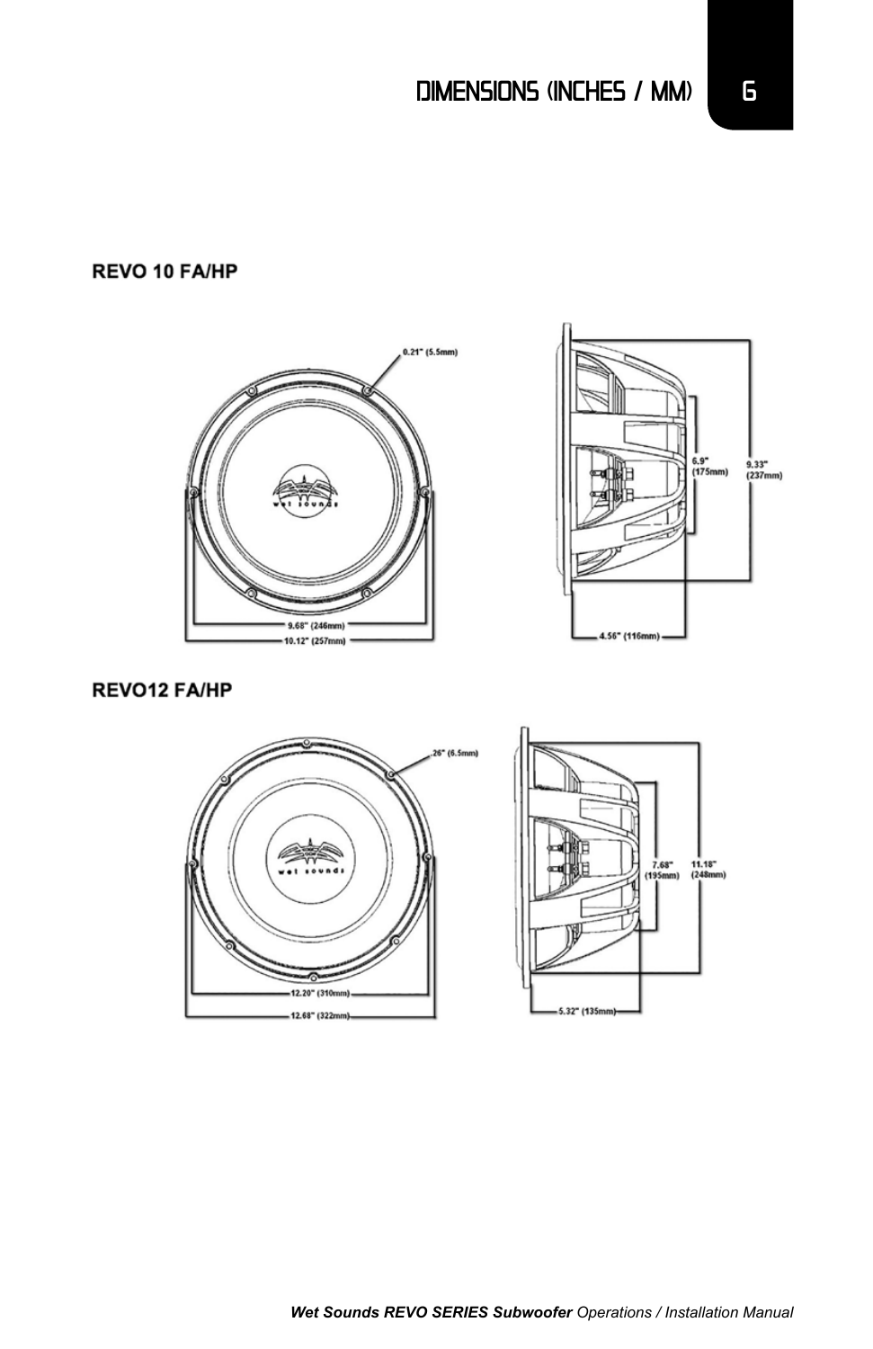# DIMENSIONS (INCHES / MM)

## REVO 10 FA/HP

0.21" (5.5mm)

9.68" (246mm)

10.12" (257mm)

6.9" (175mm)

9.33" (237mm)

4.56" (116mm)

## REVO12 FA/HP

26" (6.5mm)

12.20" (310mm)

12.68" (322mm)

7.68" (195mm)

11.18" (248mm)

5.32" (135mm)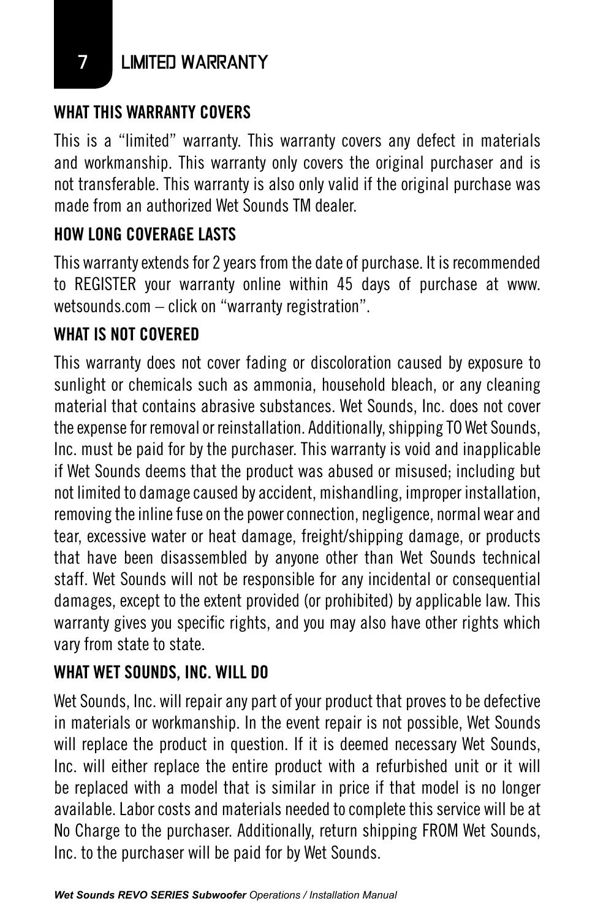# 7 LIMITED WARRANTY

## WHAT THIS WARRANTY COVERS

This is a "limited" warranty. This warranty covers any defect in materials and workmanship. This warranty only covers the original purchaser and is not transferable. This warranty is also only valid if the original purchase was made from an authorized Wet Sounds TM dealer.

## HOW LONG COVERAGE LASTS

This warranty extends for 2 years from the date of purchase. It is recommended to REGISTER your warranty online within 45 days of purchase at www.wetsounds.com – click on "warranty registration".

## WHAT IS NOT COVERED

This warranty does not cover fading or discoloration caused by exposure to sunlight or chemicals such as ammonia, household bleach, or any cleaning material that contains abrasive substances. Wet Sounds, Inc. does not cover the expense for removal or reinstallation. Additionally, shipping TO Wet Sounds, Inc. must be paid for by the purchaser. This warranty is void and inapplicable if Wet Sounds deems that the product was abused or misused; including but not limited to damage caused by accident, mishandling, improper installation, removing the inline fuse on the power connection, negligence, normal wear and tear, excessive water or heat damage, freight/shipping damage, or products that have been disassembled by anyone other than Wet Sounds technical staff. Wet Sounds will not be responsible for any incidental or consequential damages, except to the extent provided (or prohibited) by applicable law. This warranty gives you specific rights, and you may also have other rights which vary from state to state.

## WHAT WET SOUNDS, INC. WILL DO

Wet Sounds, Inc. will repair any part of your product that proves to be defective in materials or workmanship. In the event repair is not possible, Wet Sounds will replace the product in question. If it is deemed necessary Wet Sounds, Inc. will either replace the entire product with a refurbished unit or it will be replaced with a model that is similar in price if that model is no longer available. Labor costs and materials needed to complete this service will be at No Charge to the purchaser. Additionally, return shipping FROM Wet Sounds, Inc. to the purchaser will be paid for by Wet Sounds.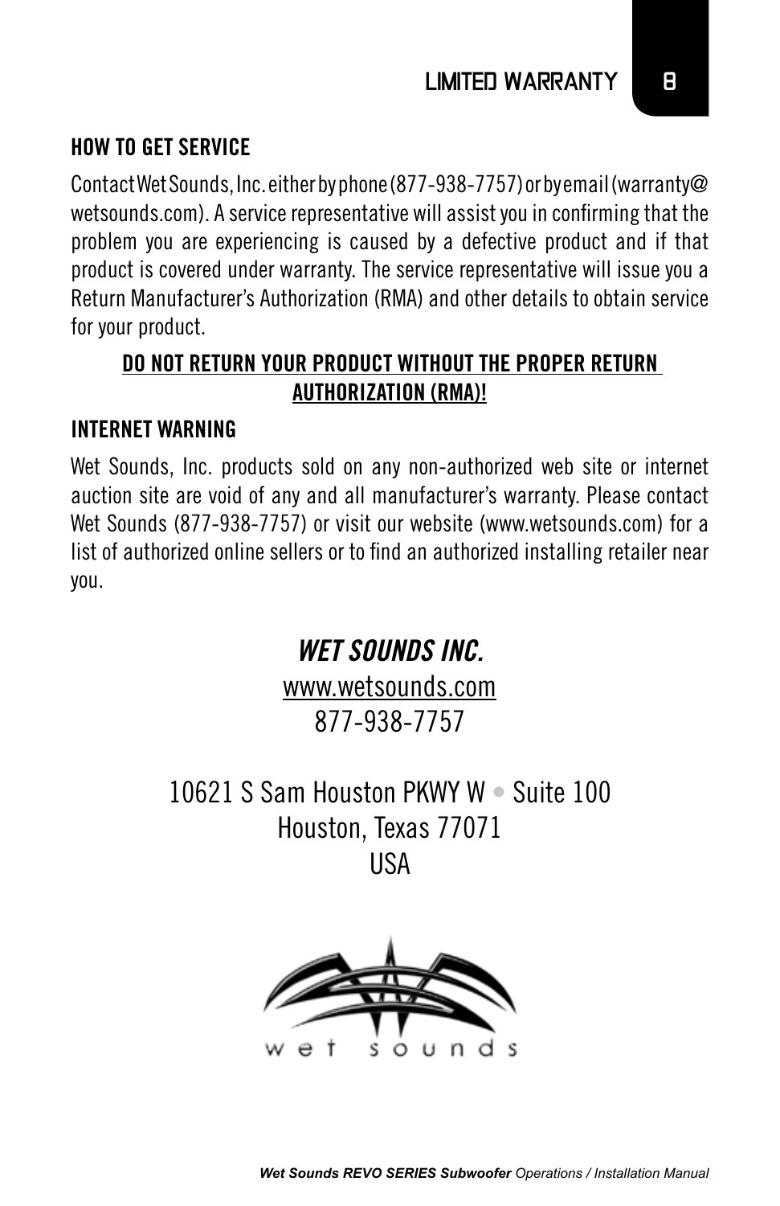## HOW TO GET SERVICE

Contact Wet Sounds, Inc. either by phone (877-938-7757) or by email (warranty@wetsounds.com). A service representative will assist you in confirming that the problem you are experiencing is caused by a defective product and if that product is covered under warranty. The service representative will issue you a Return Manufacturer's Authorization (RMA) and other details to obtain service for your product.

**DO NOT RETURN YOUR PRODUCT WITHOUT THE PROPER RETURN AUTHORIZATION (RMA)!**

## INTERNET WARNING

Wet Sounds, Inc. products sold on any non-authorized web site or internet auction site are void of any and all manufacturer's warranty. Please contact Wet Sounds (877-938-7757) or visit our website (www.wetsounds.com) for a list of authorized online sellers or to find an authorized installing retailer near you.

***WET SOUNDS INC.***

www.wetsounds.com

877-938-7757

10621 S Sam Houston PKWY W • Suite 100

Houston, Texas 77071

USA

wet sounds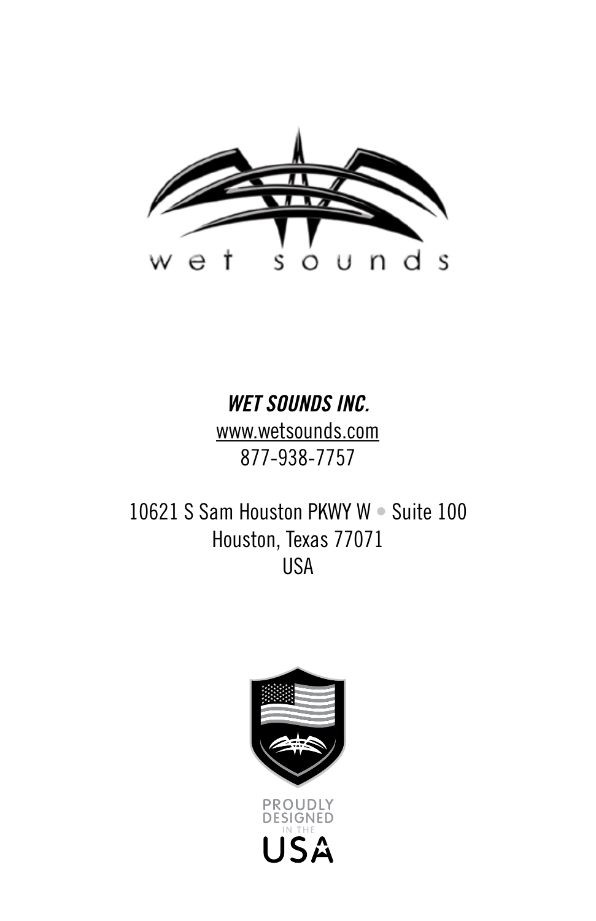wet sounds

***WET SOUNDS INC.***

www.wetsounds.com

877-938-7757

10621 S Sam Houston PKWY W • Suite 100

Houston, Texas 77071

USA

PROUDLY DESIGNED IN THE USA